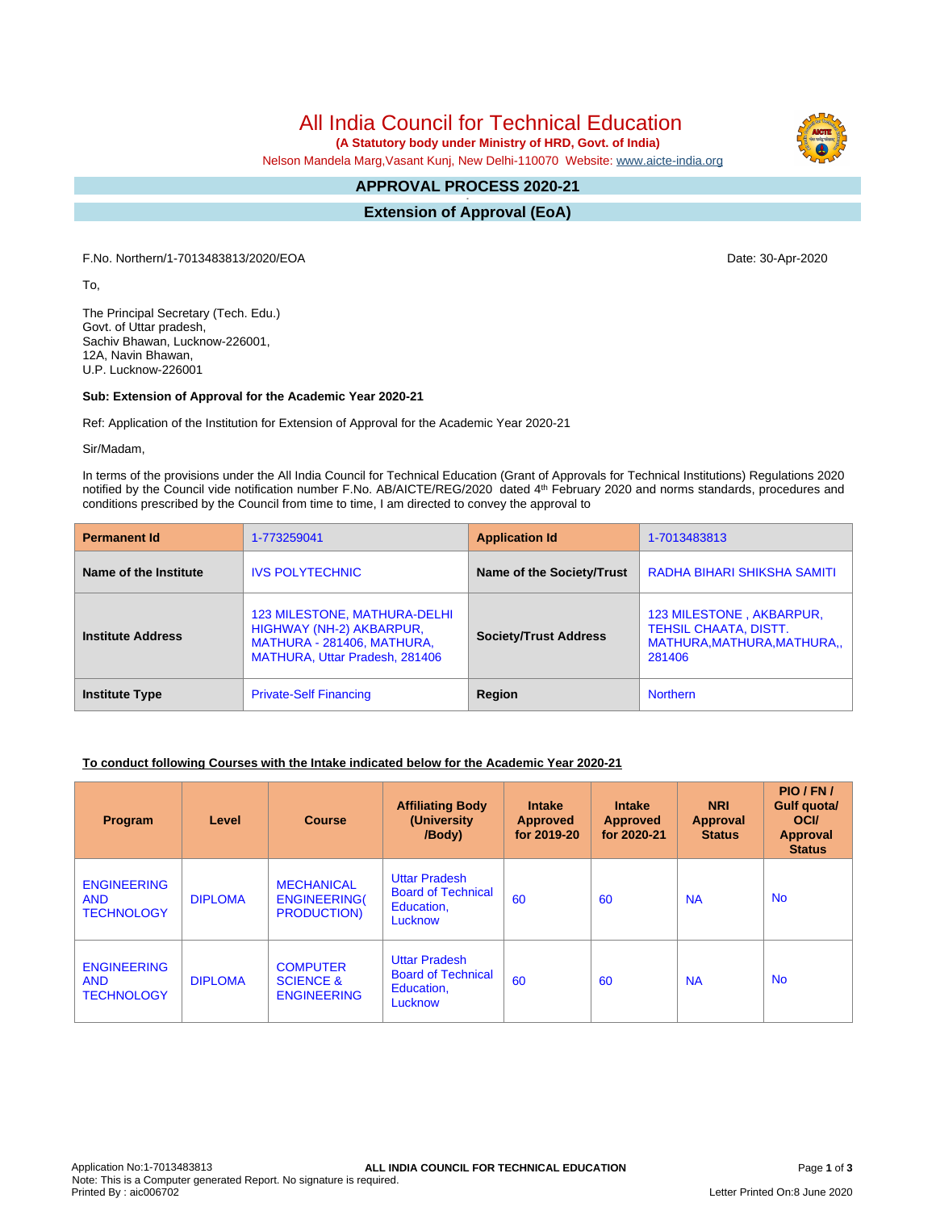# All India Council for Technical Education

**(A Statutory body under Ministry of HRD, Govt. of India)**

Nelson Mandela Marg,Vasant Kunj, New Delhi-110070 Website: www.aicte-india.org

## APPROVAL PROCESS 2020-21

## Extension of Approval (EoA)

F.No. Northern/1-7013483813/2020/EOA

Date: 30-Apr-2020

To,

The Principal Secretary (Tech. Edu.)
Govt. of Uttar pradesh,
Sachiv Bhawan, Lucknow-226001,
12A, Navin Bhawan,
U.P. Lucknow-226001

**Sub: Extension of Approval for the Academic Year 2020-21**

Ref: Application of the Institution for Extension of Approval for the Academic Year 2020-21

Sir/Madam,

In terms of the provisions under the All India Council for Technical Education (Grant of Approvals for Technical Institutions) Regulations 2020 notified by the Council vide notification number F.No. AB/AICTE/REG/2020 dated 4th February 2020 and norms standards, procedures and conditions prescribed by the Council from time to time, I am directed to convey the approval to

| **Permanent Id** | 1-773259041 | **Application Id** | 1-7013483813 |
|---|---|---|---|
| **Name of the Institute** | IVS POLYTECHNIC | **Name of the Society/Trust** | RADHA BIHARI SHIKSHA SAMITI |
| **Institute Address** | 123 MILESTONE, MATHURA-DELHI HIGHWAY (NH-2) AKBARPUR, MATHURA - 281406, MATHURA, MATHURA, Uttar Pradesh, 281406 | **Society/Trust Address** | 123 MILESTONE , AKBARPUR, TEHSIL CHAATA, DISTT. MATHURA,MATHURA,MATHURA,, 281406 |
| **Institute Type** | Private-Self Financing | **Region** | Northern |

**To conduct following Courses with the Intake indicated below for the Academic Year 2020-21**

| Program | Level | Course | Affiliating Body (University /Body) | Intake Approved for 2019-20 | Intake Approved for 2020-21 | NRI Approval Status | PIO / FN / Gulf quota/ OCI/ Approval Status |
|---|---|---|---|---|---|---|---|
| ENGINEERING AND TECHNOLOGY | DIPLOMA | MECHANICAL ENGINEERING( PRODUCTION) | Uttar Pradesh Board of Technical Education, Lucknow | 60 | 60 | NA | No |
| ENGINEERING AND TECHNOLOGY | DIPLOMA | COMPUTER SCIENCE & ENGINEERING | Uttar Pradesh Board of Technical Education, Lucknow | 60 | 60 | NA | No |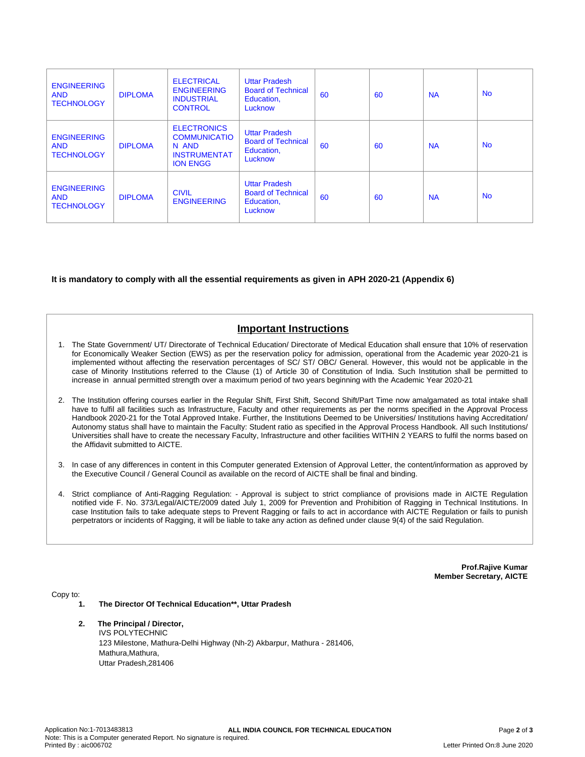| | | | | | | | |
|---|---|---|---|---|---|---|---|
| ENGINEERING AND TECHNOLOGY | DIPLOMA | ELECTRICAL ENGINEERING INDUSTRIAL CONTROL | Uttar Pradesh Board of Technical Education, Lucknow | 60 | 60 | NA | No |
| ENGINEERING AND TECHNOLOGY | DIPLOMA | ELECTRONICS COMMUNICATION AND INSTRUMENTATION ENGG | Uttar Pradesh Board of Technical Education, Lucknow | 60 | 60 | NA | No |
| ENGINEERING AND TECHNOLOGY | DIPLOMA | CIVIL ENGINEERING | Uttar Pradesh Board of Technical Education, Lucknow | 60 | 60 | NA | No |

**It is mandatory to comply with all the essential requirements as given in APH 2020-21 (Appendix 6)**

## Important Instructions

1. The State Government/ UT/ Directorate of Technical Education/ Directorate of Medical Education shall ensure that 10% of reservation for Economically Weaker Section (EWS) as per the reservation policy for admission, operational from the Academic year 2020-21 is implemented without affecting the reservation percentages of SC/ ST/ OBC/ General. However, this would not be applicable in the case of Minority Institutions referred to the Clause (1) of Article 30 of Constitution of India. Such Institution shall be permitted to increase in annual permitted strength over a maximum period of two years beginning with the Academic Year 2020-21

2. The Institution offering courses earlier in the Regular Shift, First Shift, Second Shift/Part Time now amalgamated as total intake shall have to fulfil all facilities such as Infrastructure, Faculty and other requirements as per the norms specified in the Approval Process Handbook 2020-21 for the Total Approved Intake. Further, the Institutions Deemed to be Universities/ Institutions having Accreditation/ Autonomy status shall have to maintain the Faculty: Student ratio as specified in the Approval Process Handbook. All such Institutions/ Universities shall have to create the necessary Faculty, Infrastructure and other facilities WITHIN 2 YEARS to fulfil the norms based on the Affidavit submitted to AICTE.

3. In case of any differences in content in this Computer generated Extension of Approval Letter, the content/information as approved by the Executive Council / General Council as available on the record of AICTE shall be final and binding.

4. Strict compliance of Anti-Ragging Regulation: - Approval is subject to strict compliance of provisions made in AICTE Regulation notified vide F. No. 373/Legal/AICTE/2009 dated July 1, 2009 for Prevention and Prohibition of Ragging in Technical Institutions. In case Institution fails to take adequate steps to Prevent Ragging or fails to act in accordance with AICTE Regulation or fails to punish perpetrators or incidents of Ragging, it will be liable to take any action as defined under clause 9(4) of the said Regulation.

**Prof.Rajive Kumar**
**Member Secretary, AICTE**

Copy to:

1. **The Director Of Technical Education\*\*, Uttar Pradesh**

2. **The Principal / Director,**
IVS POLYTECHNIC
123 Milestone, Mathura-Delhi Highway (Nh-2) Akbarpur, Mathura - 281406,
Mathura,Mathura,
Uttar Pradesh,281406

Application No:1-7013483813
ALL INDIA COUNCIL FOR TECHNICAL EDUCATION
Note: This is a Computer generated Report. No signature is required.
Printed By : aic006702
Letter Printed On:8 June 2020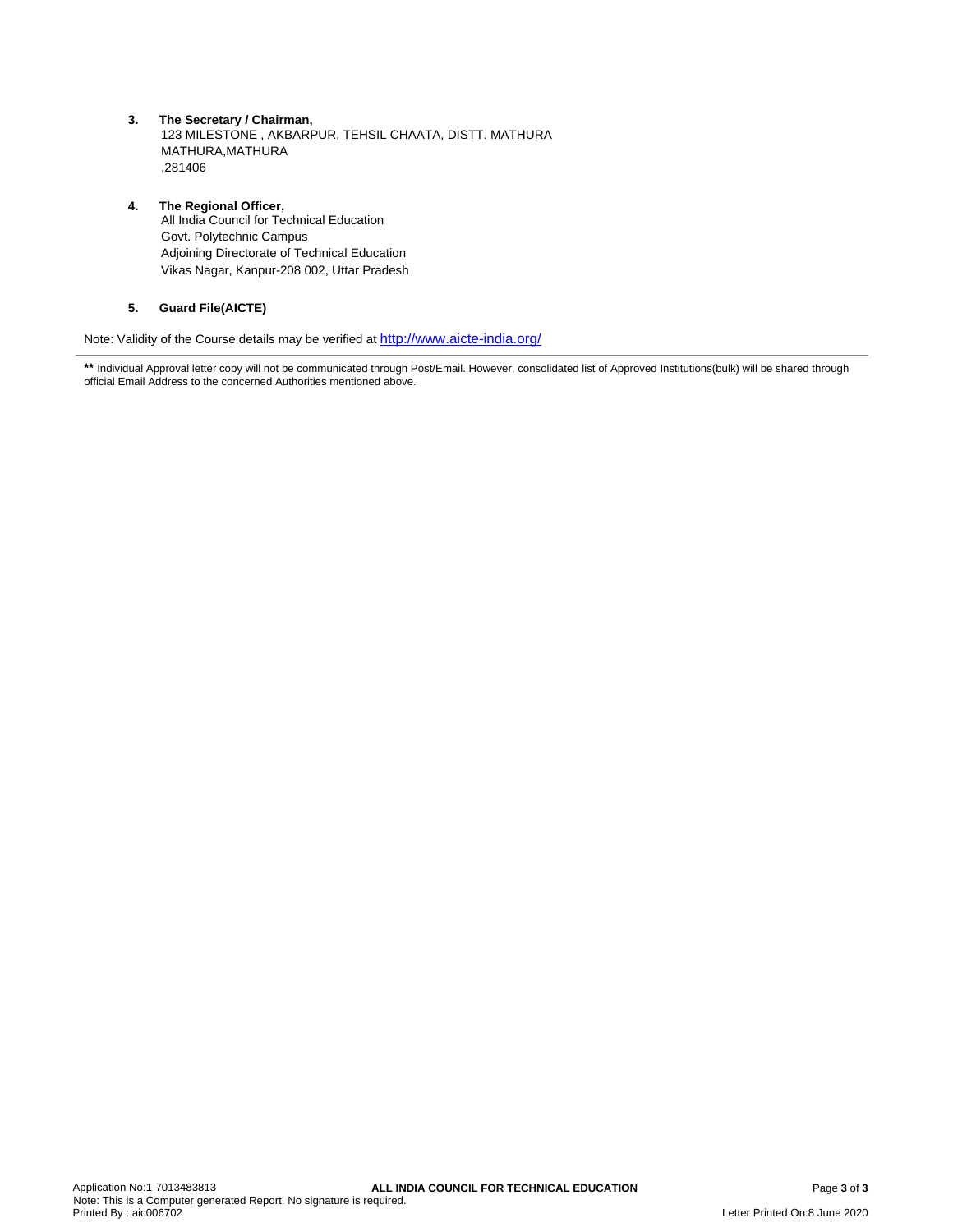3. **The Secretary / Chairman,**
   123 MILESTONE , AKBARPUR, TEHSIL CHAATA, DISTT. MATHURA
   MATHURA,MATHURA
   ,281406

4. **The Regional Officer,**
   All India Council for Technical Education
   Govt. Polytechnic Campus
   Adjoining Directorate of Technical Education
   Vikas Nagar, Kanpur-208 002, Uttar Pradesh

5. **Guard File(AICTE)**

Note: Validity of the Course details may be verified at http://www.aicte-india.org/

---

**\*\*** Individual Approval letter copy will not be communicated through Post/Email. However, consolidated list of Approved Institutions(bulk) will be shared through official Email Address to the concerned Authorities mentioned above.

Application No:1-7013483813
Note: This is a Computer generated Report. No signature is required.
Printed By : aic006702

**ALL INDIA COUNCIL FOR TECHNICAL EDUCATION**

Letter Printed On:8 June 2020